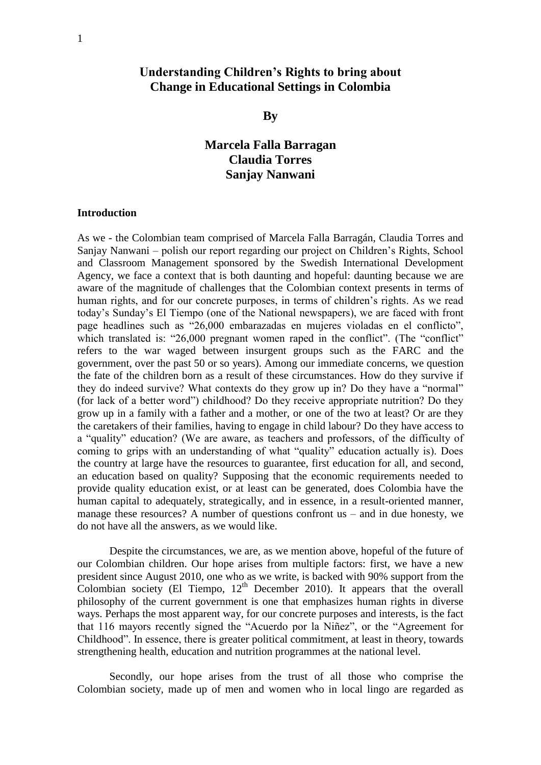# Understanding Children's Rights to bring about Change in Educational Settings in Colombia

**By**

**Marcela Falla Barragan**
**Claudia Torres**
**Sanjay Nanwani**

### Introduction

As we - the Colombian team comprised of Marcela Falla Barragán, Claudia Torres and Sanjay Nanwani – polish our report regarding our project on Children's Rights, School and Classroom Management sponsored by the Swedish International Development Agency, we face a context that is both daunting and hopeful: daunting because we are aware of the magnitude of challenges that the Colombian context presents in terms of human rights, and for our concrete purposes, in terms of children's rights. As we read today's Sunday's El Tiempo (one of the National newspapers), we are faced with front page headlines such as "26,000 embarazadas en mujeres violadas en el conflicto", which translated is: "26,000 pregnant women raped in the conflict". (The "conflict" refers to the war waged between insurgent groups such as the FARC and the government, over the past 50 or so years). Among our immediate concerns, we question the fate of the children born as a result of these circumstances. How do they survive if they do indeed survive? What contexts do they grow up in? Do they have a "normal" (for lack of a better word") childhood? Do they receive appropriate nutrition? Do they grow up in a family with a father and a mother, or one of the two at least? Or are they the caretakers of their families, having to engage in child labour? Do they have access to a "quality" education? (We are aware, as teachers and professors, of the difficulty of coming to grips with an understanding of what "quality" education actually is). Does the country at large have the resources to guarantee, first education for all, and second, an education based on quality? Supposing that the economic requirements needed to provide quality education exist, or at least can be generated, does Colombia have the human capital to adequately, strategically, and in essence, in a result-oriented manner, manage these resources? A number of questions confront us – and in due honesty, we do not have all the answers, as we would like.

Despite the circumstances, we are, as we mention above, hopeful of the future of our Colombian children. Our hope arises from multiple factors: first, we have a new president since August 2010, one who as we write, is backed with 90% support from the Colombian society (El Tiempo, 12th December 2010). It appears that the overall philosophy of the current government is one that emphasizes human rights in diverse ways. Perhaps the most apparent way, for our concrete purposes and interests, is the fact that 116 mayors recently signed the "Acuerdo por la Niñez", or the "Agreement for Childhood". In essence, there is greater political commitment, at least in theory, towards strengthening health, education and nutrition programmes at the national level.

Secondly, our hope arises from the trust of all those who comprise the Colombian society, made up of men and women who in local lingo are regarded as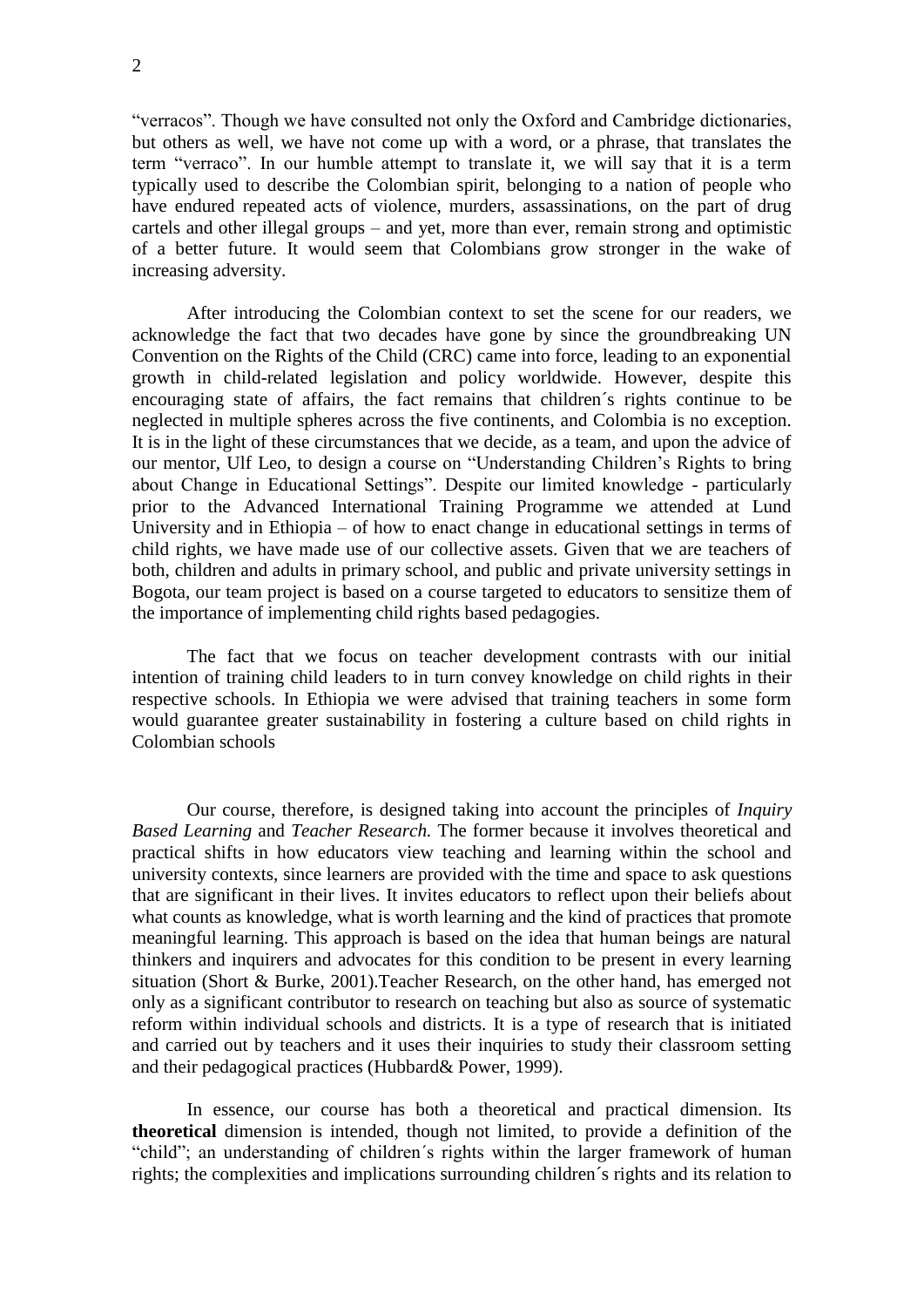"verracos". Though we have consulted not only the Oxford and Cambridge dictionaries, but others as well, we have not come up with a word, or a phrase, that translates the term "verraco". In our humble attempt to translate it, we will say that it is a term typically used to describe the Colombian spirit, belonging to a nation of people who have endured repeated acts of violence, murders, assassinations, on the part of drug cartels and other illegal groups – and yet, more than ever, remain strong and optimistic of a better future. It would seem that Colombians grow stronger in the wake of increasing adversity.

After introducing the Colombian context to set the scene for our readers, we acknowledge the fact that two decades have gone by since the groundbreaking UN Convention on the Rights of the Child (CRC) came into force, leading to an exponential growth in child-related legislation and policy worldwide. However, despite this encouraging state of affairs, the fact remains that children´s rights continue to be neglected in multiple spheres across the five continents, and Colombia is no exception. It is in the light of these circumstances that we decide, as a team, and upon the advice of our mentor, Ulf Leo, to design a course on "Understanding Children's Rights to bring about Change in Educational Settings". Despite our limited knowledge - particularly prior to the Advanced International Training Programme we attended at Lund University and in Ethiopia – of how to enact change in educational settings in terms of child rights, we have made use of our collective assets. Given that we are teachers of both, children and adults in primary school, and public and private university settings in Bogota, our team project is based on a course targeted to educators to sensitize them of the importance of implementing child rights based pedagogies.

The fact that we focus on teacher development contrasts with our initial intention of training child leaders to in turn convey knowledge on child rights in their respective schools. In Ethiopia we were advised that training teachers in some form would guarantee greater sustainability in fostering a culture based on child rights in Colombian schools

Our course, therefore, is designed taking into account the principles of *Inquiry Based Learning* and *Teacher Research.* The former because it involves theoretical and practical shifts in how educators view teaching and learning within the school and university contexts, since learners are provided with the time and space to ask questions that are significant in their lives. It invites educators to reflect upon their beliefs about what counts as knowledge, what is worth learning and the kind of practices that promote meaningful learning. This approach is based on the idea that human beings are natural thinkers and inquirers and advocates for this condition to be present in every learning situation (Short & Burke, 2001).Teacher Research, on the other hand, has emerged not only as a significant contributor to research on teaching but also as source of systematic reform within individual schools and districts. It is a type of research that is initiated and carried out by teachers and it uses their inquiries to study their classroom setting and their pedagogical practices (Hubbard& Power, 1999).

In essence, our course has both a theoretical and practical dimension. Its **theoretical** dimension is intended, though not limited, to provide a definition of the "child"; an understanding of children´s rights within the larger framework of human rights; the complexities and implications surrounding children´s rights and its relation to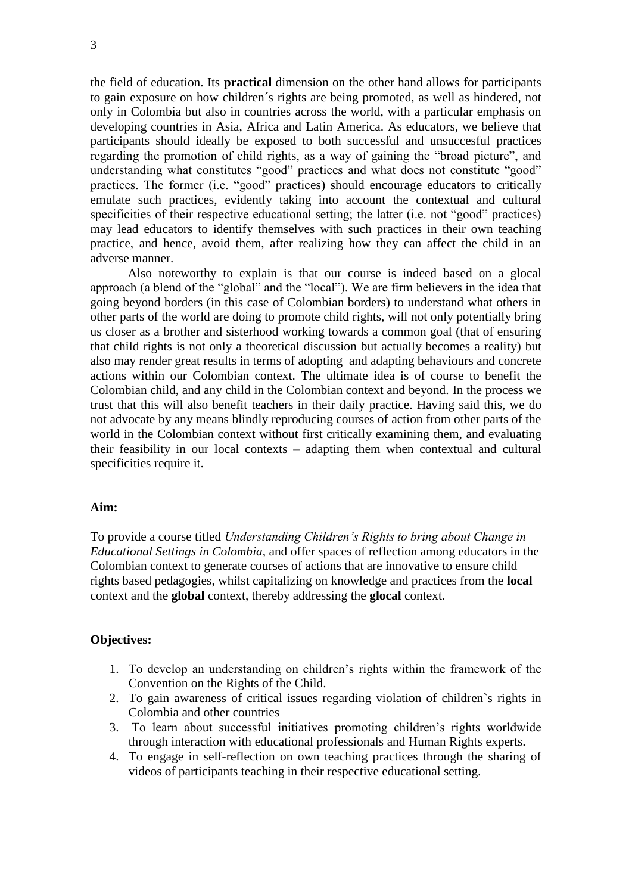the field of education. Its **practical** dimension on the other hand allows for participants to gain exposure on how children´s rights are being promoted, as well as hindered, not only in Colombia but also in countries across the world, with a particular emphasis on developing countries in Asia, Africa and Latin America. As educators, we believe that participants should ideally be exposed to both successful and unsuccesful practices regarding the promotion of child rights, as a way of gaining the "broad picture", and understanding what constitutes "good" practices and what does not constitute "good" practices. The former (i.e. "good" practices) should encourage educators to critically emulate such practices, evidently taking into account the contextual and cultural specificities of their respective educational setting; the latter (i.e. not "good" practices) may lead educators to identify themselves with such practices in their own teaching practice, and hence, avoid them, after realizing how they can affect the child in an adverse manner.

Also noteworthy to explain is that our course is indeed based on a glocal approach (a blend of the "global" and the "local"). We are firm believers in the idea that going beyond borders (in this case of Colombian borders) to understand what others in other parts of the world are doing to promote child rights, will not only potentially bring us closer as a brother and sisterhood working towards a common goal (that of ensuring that child rights is not only a theoretical discussion but actually becomes a reality) but also may render great results in terms of adopting and adapting behaviours and concrete actions within our Colombian context. The ultimate idea is of course to benefit the Colombian child, and any child in the Colombian context and beyond. In the process we trust that this will also benefit teachers in their daily practice. Having said this, we do not advocate by any means blindly reproducing courses of action from other parts of the world in the Colombian context without first critically examining them, and evaluating their feasibility in our local contexts – adapting them when contextual and cultural specificities require it.

**Aim:**

To provide a course titled *Understanding Children's Rights to bring about Change in Educational Settings in Colombia*, and offer spaces of reflection among educators in the Colombian context to generate courses of actions that are innovative to ensure child rights based pedagogies, whilst capitalizing on knowledge and practices from the **local** context and the **global** context, thereby addressing the **glocal** context.

**Objectives:**

1. To develop an understanding on children's rights within the framework of the Convention on the Rights of the Child.
2. To gain awareness of critical issues regarding violation of children`s rights in Colombia and other countries
3. To learn about successful initiatives promoting children's rights worldwide through interaction with educational professionals and Human Rights experts.
4. To engage in self-reflection on own teaching practices through the sharing of videos of participants teaching in their respective educational setting.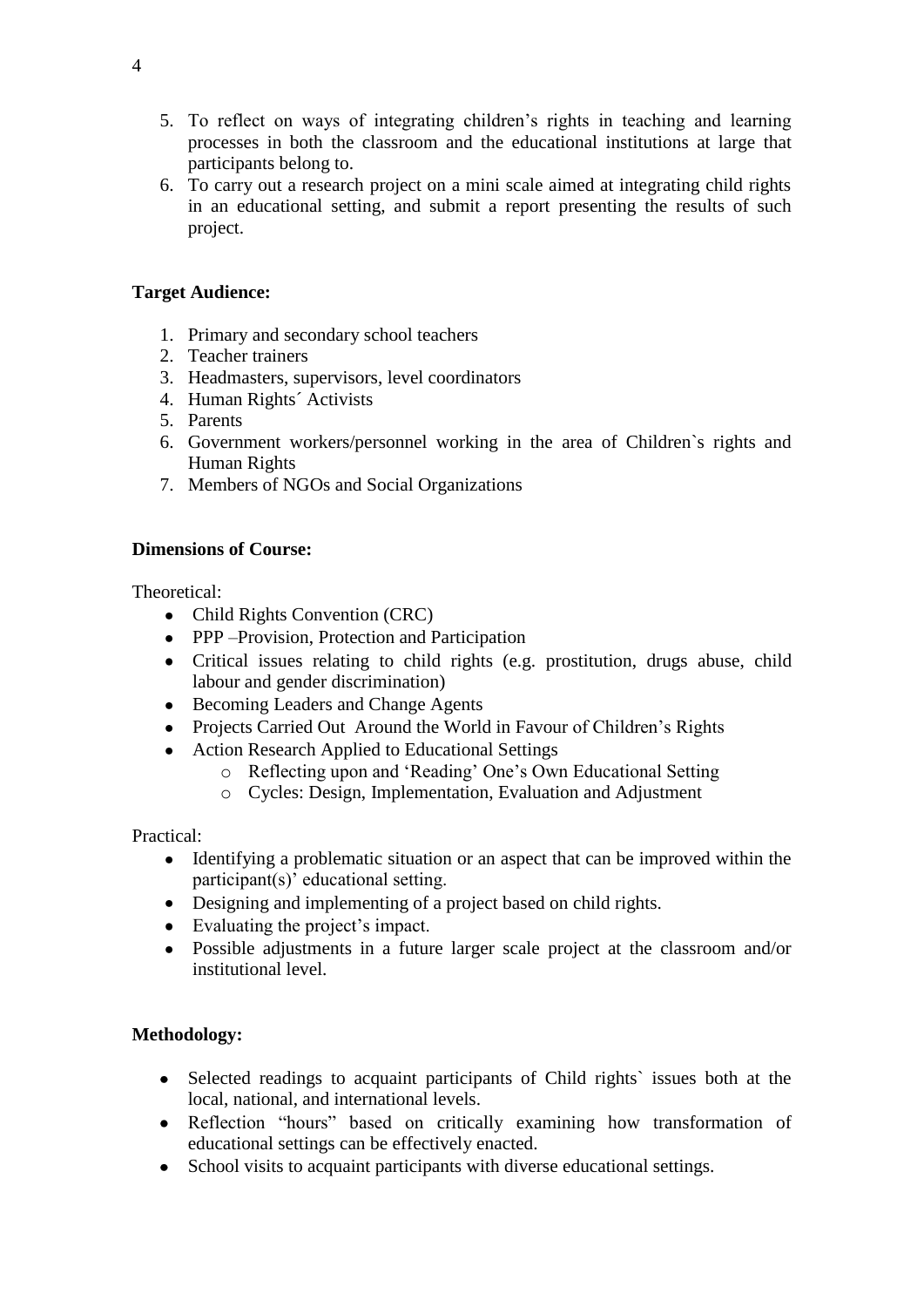5. To reflect on ways of integrating children's rights in teaching and learning processes in both the classroom and the educational institutions at large that participants belong to.
6. To carry out a research project on a mini scale aimed at integrating child rights in an educational setting, and submit a report presenting the results of such project.

**Target Audience:**

1. Primary and secondary school teachers
2. Teacher trainers
3. Headmasters, supervisors, level coordinators
4. Human Rights´ Activists
5. Parents
6. Government workers/personnel working in the area of Children`s rights and Human Rights
7. Members of NGOs and Social Organizations

**Dimensions of Course:**

Theoretical:

- Child Rights Convention (CRC)
- PPP –Provision, Protection and Participation
- Critical issues relating to child rights (e.g. prostitution, drugs abuse, child labour and gender discrimination)
- Becoming Leaders and Change Agents
- Projects Carried Out Around the World in Favour of Children's Rights
- Action Research Applied to Educational Settings
    - Reflecting upon and 'Reading' One's Own Educational Setting
    - Cycles: Design, Implementation, Evaluation and Adjustment

Practical:

- Identifying a problematic situation or an aspect that can be improved within the participant(s)' educational setting.
- Designing and implementing of a project based on child rights.
- Evaluating the project's impact.
- Possible adjustments in a future larger scale project at the classroom and/or institutional level.

**Methodology:**

- Selected readings to acquaint participants of Child rights` issues both at the local, national, and international levels.
- Reflection "hours" based on critically examining how transformation of educational settings can be effectively enacted.
- School visits to acquaint participants with diverse educational settings.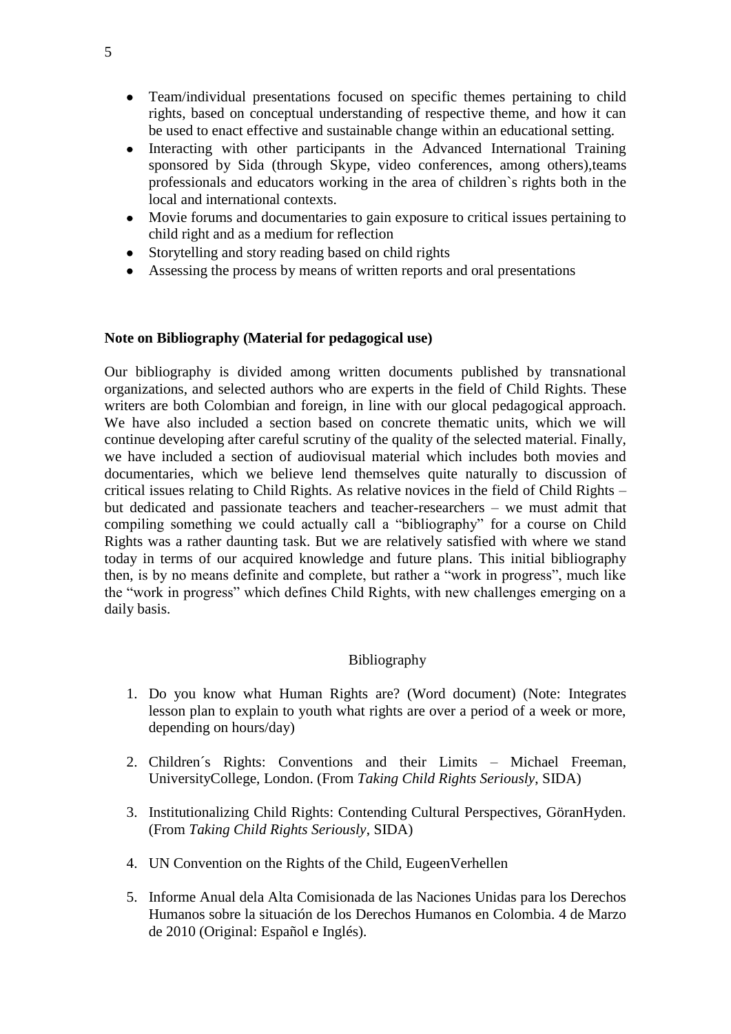- Team/individual presentations focused on specific themes pertaining to child rights, based on conceptual understanding of respective theme, and how it can be used to enact effective and sustainable change within an educational setting.
- Interacting with other participants in the Advanced International Training sponsored by Sida (through Skype, video conferences, among others),teams professionals and educators working in the area of children`s rights both in the local and international contexts.
- Movie forums and documentaries to gain exposure to critical issues pertaining to child right and as a medium for reflection
- Storytelling and story reading based on child rights
- Assessing the process by means of written reports and oral presentations

**Note on Bibliography (Material for pedagogical use)**

Our bibliography is divided among written documents published by transnational organizations, and selected authors who are experts in the field of Child Rights. These writers are both Colombian and foreign, in line with our glocal pedagogical approach. We have also included a section based on concrete thematic units, which we will continue developing after careful scrutiny of the quality of the selected material. Finally, we have included a section of audiovisual material which includes both movies and documentaries, which we believe lend themselves quite naturally to discussion of critical issues relating to Child Rights. As relative novices in the field of Child Rights – but dedicated and passionate teachers and teacher-researchers – we must admit that compiling something we could actually call a "bibliography" for a course on Child Rights was a rather daunting task. But we are relatively satisfied with where we stand today in terms of our acquired knowledge and future plans. This initial bibliography then, is by no means definite and complete, but rather a "work in progress", much like the "work in progress" which defines Child Rights, with new challenges emerging on a daily basis.

Bibliography

1. Do you know what Human Rights are? (Word document) (Note: Integrates lesson plan to explain to youth what rights are over a period of a week or more, depending on hours/day)

2. Children´s Rights: Conventions and their Limits – Michael Freeman, UniversityCollege, London. (From *Taking Child Rights Seriously*, SIDA)

3. Institutionalizing Child Rights: Contending Cultural Perspectives, GöranHyden. (From *Taking Child Rights Seriously*, SIDA)

4. UN Convention on the Rights of the Child, EugeenVerhellen

5. Informe Anual dela Alta Comisionada de las Naciones Unidas para los Derechos Humanos sobre la situación de los Derechos Humanos en Colombia. 4 de Marzo de 2010 (Original: Español e Inglés).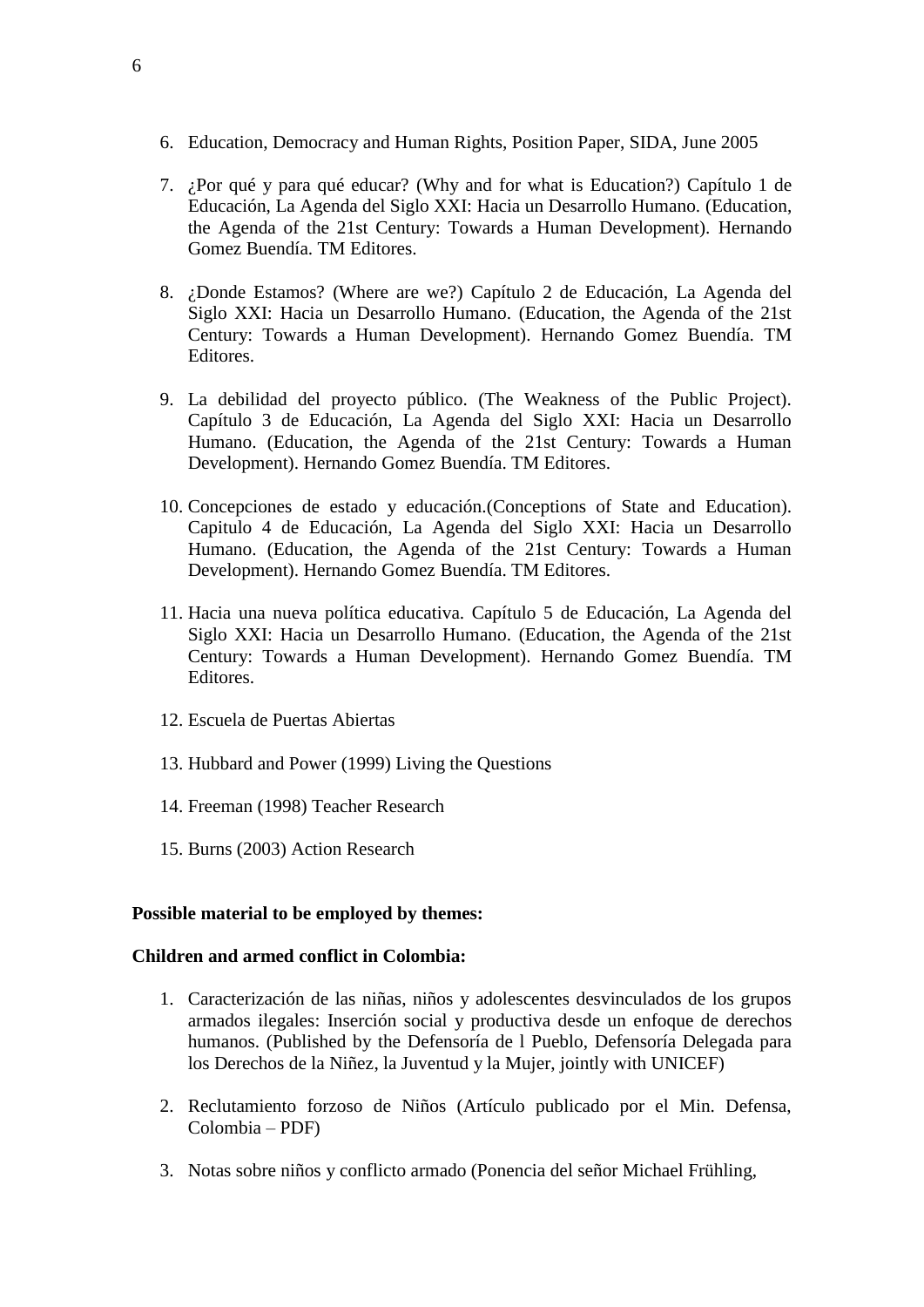6. Education, Democracy and Human Rights, Position Paper, SIDA, June 2005

7. ¿Por qué y para qué educar? (Why and for what is Education?) Capítulo 1 de Educación, La Agenda del Siglo XXI: Hacia un Desarrollo Humano. (Education, the Agenda of the 21st Century: Towards a Human Development). Hernando Gomez Buendía. TM Editores.

8. ¿Donde Estamos? (Where are we?) Capítulo 2 de Educación, La Agenda del Siglo XXI: Hacia un Desarrollo Humano. (Education, the Agenda of the 21st Century: Towards a Human Development). Hernando Gomez Buendía. TM Editores.

9. La debilidad del proyecto público. (The Weakness of the Public Project). Capítulo 3 de Educación, La Agenda del Siglo XXI: Hacia un Desarrollo Humano. (Education, the Agenda of the 21st Century: Towards a Human Development). Hernando Gomez Buendía. TM Editores.

10. Concepciones de estado y educación.(Conceptions of State and Education). Capitulo 4 de Educación, La Agenda del Siglo XXI: Hacia un Desarrollo Humano. (Education, the Agenda of the 21st Century: Towards a Human Development). Hernando Gomez Buendía. TM Editores.

11. Hacia una nueva política educativa. Capítulo 5 de Educación, La Agenda del Siglo XXI: Hacia un Desarrollo Humano. (Education, the Agenda of the 21st Century: Towards a Human Development). Hernando Gomez Buendía. TM Editores.

12. Escuela de Puertas Abiertas

13. Hubbard and Power (1999) Living the Questions

14. Freeman (1998) Teacher Research

15. Burns (2003) Action Research

**Possible material to be employed by themes:**

**Children and armed conflict in Colombia:**

1. Caracterización de las niñas, niños y adolescentes desvinculados de los grupos armados ilegales: Inserción social y productiva desde un enfoque de derechos humanos. (Published by the Defensoría de l Pueblo, Defensoría Delegada para los Derechos de la Niñez, la Juventud y la Mujer, jointly with UNICEF)

2. Reclutamiento forzoso de Niños (Artículo publicado por el Min. Defensa, Colombia – PDF)

3. Notas sobre niños y conflicto armado (Ponencia del señor Michael Frühling,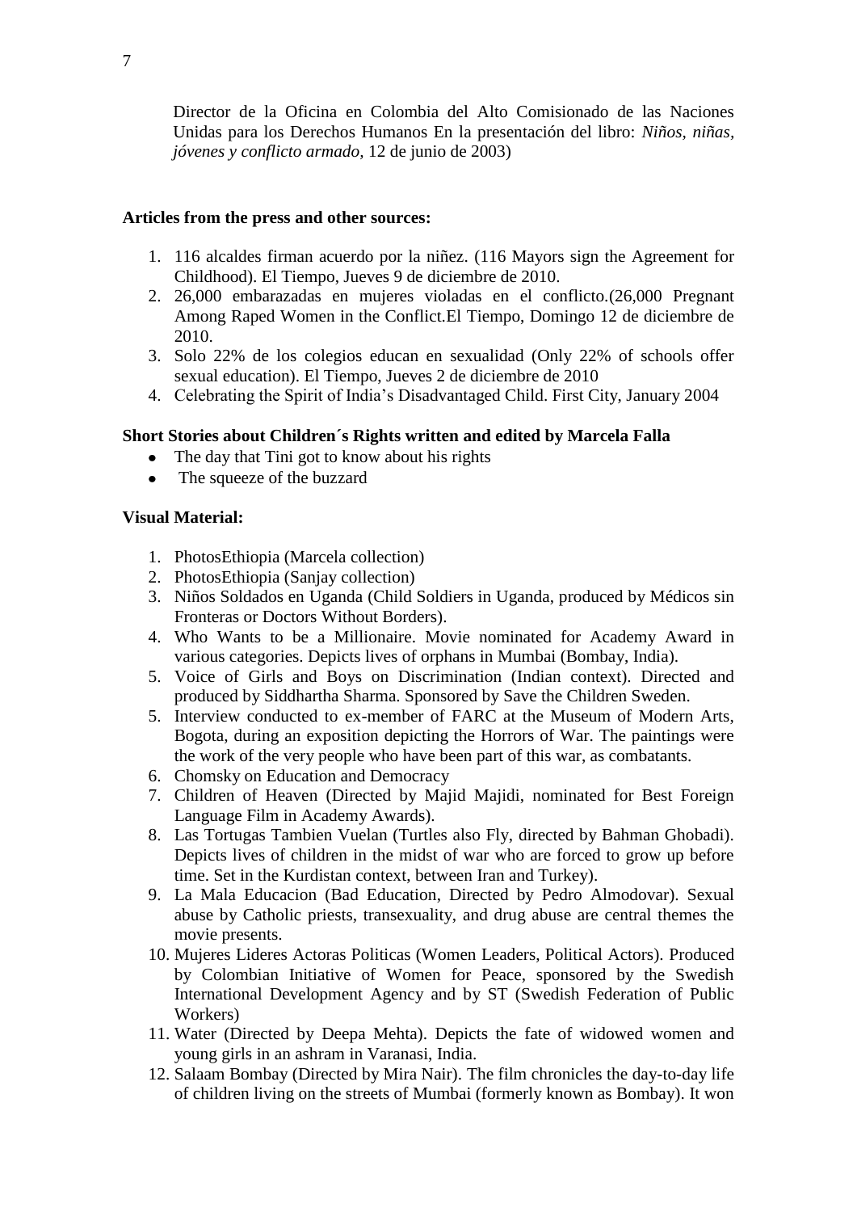Director de la Oficina en Colombia del Alto Comisionado de las Naciones Unidas para los Derechos Humanos En la presentación del libro: *Niños, niñas, jóvenes y conflicto armado*, 12 de junio de 2003)

**Articles from the press and other sources:**

1. 116 alcaldes firman acuerdo por la niñez. (116 Mayors sign the Agreement for Childhood). El Tiempo, Jueves 9 de diciembre de 2010.
2. 26,000 embarazadas en mujeres violadas en el conflicto.(26,000 Pregnant Among Raped Women in the Conflict.El Tiempo, Domingo 12 de diciembre de 2010.
3. Solo 22% de los colegios educan en sexualidad (Only 22% of schools offer sexual education). El Tiempo, Jueves 2 de diciembre de 2010
4. Celebrating the Spirit of India's Disadvantaged Child. First City, January 2004

**Short Stories about Children´s Rights written and edited by Marcela Falla**

- The day that Tini got to know about his rights
- The squeeze of the buzzard

**Visual Material:**

1. PhotosEthiopia (Marcela collection)
2. PhotosEthiopia (Sanjay collection)
3. Niños Soldados en Uganda (Child Soldiers in Uganda, produced by Médicos sin Fronteras or Doctors Without Borders).
4. Who Wants to be a Millionaire. Movie nominated for Academy Award in various categories. Depicts lives of orphans in Mumbai (Bombay, India).
5. Voice of Girls and Boys on Discrimination (Indian context). Directed and produced by Siddhartha Sharma. Sponsored by Save the Children Sweden.
5. Interview conducted to ex-member of FARC at the Museum of Modern Arts, Bogota, during an exposition depicting the Horrors of War. The paintings were the work of the very people who have been part of this war, as combatants.
6. Chomsky on Education and Democracy
7. Children of Heaven (Directed by Majid Majidi, nominated for Best Foreign Language Film in Academy Awards).
8. Las Tortugas Tambien Vuelan (Turtles also Fly, directed by Bahman Ghobadi). Depicts lives of children in the midst of war who are forced to grow up before time. Set in the Kurdistan context, between Iran and Turkey).
9. La Mala Educacion (Bad Education, Directed by Pedro Almodovar). Sexual abuse by Catholic priests, transexuality, and drug abuse are central themes the movie presents.
10. Mujeres Lideres Actoras Politicas (Women Leaders, Political Actors). Produced by Colombian Initiative of Women for Peace, sponsored by the Swedish International Development Agency and by ST (Swedish Federation of Public Workers)
11. Water (Directed by Deepa Mehta). Depicts the fate of widowed women and young girls in an ashram in Varanasi, India.
12. Salaam Bombay (Directed by Mira Nair). The film chronicles the day-to-day life of children living on the streets of Mumbai (formerly known as Bombay). It won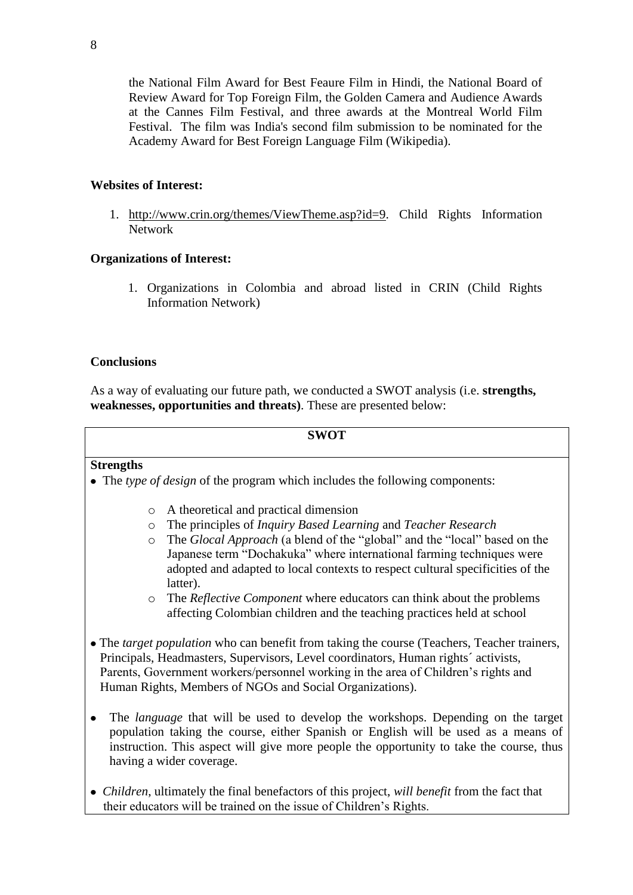the National Film Award for Best Feaure Film in Hindi, the National Board of Review Award for Top Foreign Film, the Golden Camera and Audience Awards at the Cannes Film Festival, and three awards at the Montreal World Film Festival. The film was India's second film submission to be nominated for the Academy Award for Best Foreign Language Film (Wikipedia).

**Websites of Interest:**

1. http://www.crin.org/themes/ViewTheme.asp?id=9. Child Rights Information Network

**Organizations of Interest:**

1. Organizations in Colombia and abroad listed in CRIN (Child Rights Information Network)

**Conclusions**

As a way of evaluating our future path, we conducted a SWOT analysis (i.e. **strengths, weaknesses, opportunities and threats)**. These are presented below:

**SWOT**

**Strengths**

- The *type of design* of the program which includes the following components:
  - A theoretical and practical dimension
  - The principles of *Inquiry Based Learning* and *Teacher Research*
  - The *Glocal Approach* (a blend of the "global" and the "local" based on the Japanese term "Dochakuka" where international farming techniques were adopted and adapted to local contexts to respect cultural specificities of the latter).
  - The *Reflective Component* where educators can think about the problems affecting Colombian children and the teaching practices held at school
- The *target population* who can benefit from taking the course (Teachers, Teacher trainers, Principals, Headmasters, Supervisors, Level coordinators, Human rights´ activists, Parents, Government workers/personnel working in the area of Children's rights and Human Rights, Members of NGOs and Social Organizations).
- The *language* that will be used to develop the workshops. Depending on the target population taking the course, either Spanish or English will be used as a means of instruction. This aspect will give more people the opportunity to take the course, thus having a wider coverage.
- *Children*, ultimately the final benefactors of this project, *will benefit* from the fact that their educators will be trained on the issue of Children's Rights.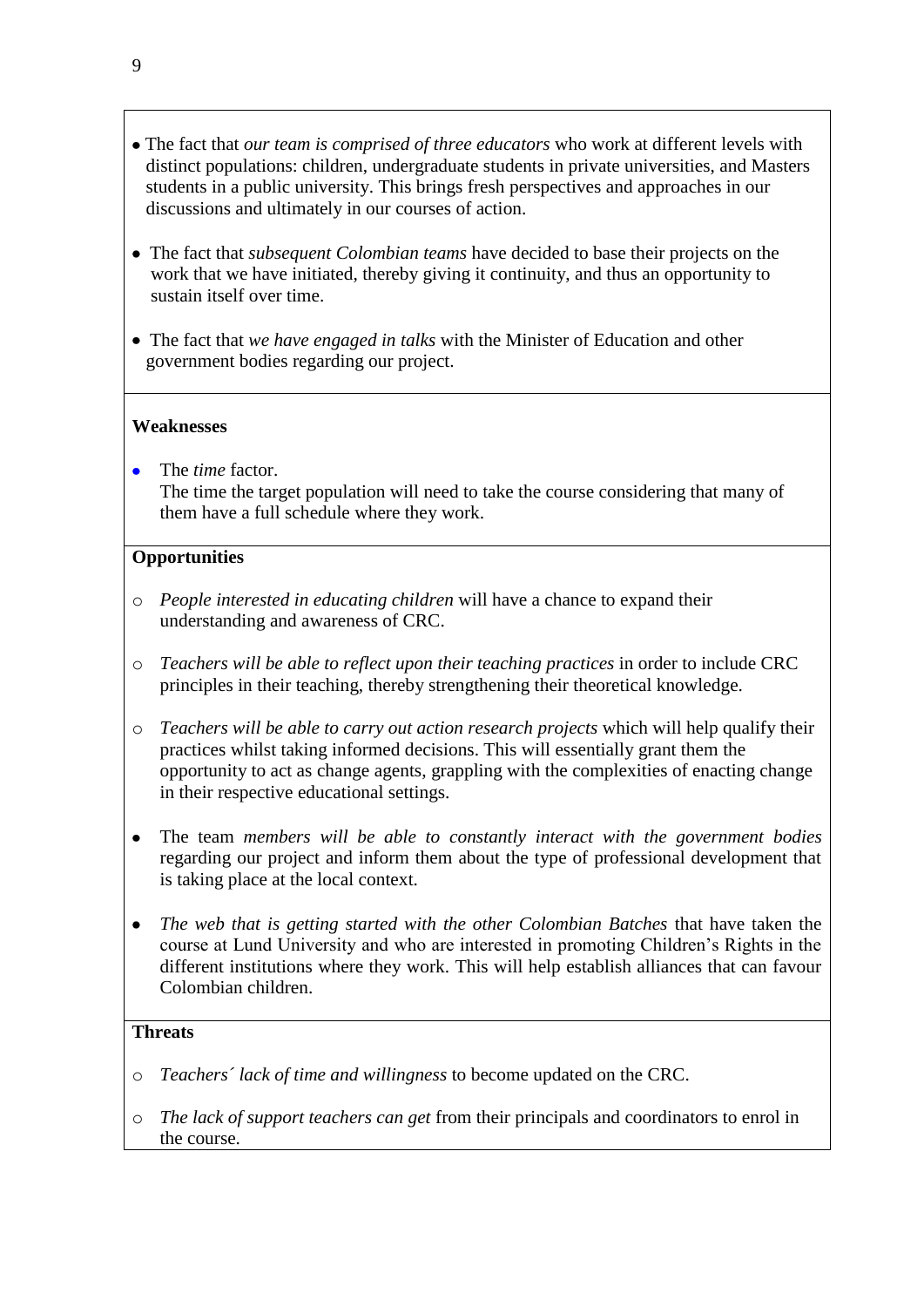- The fact that *our team is comprised of three educators* who work at different levels with distinct populations: children, undergraduate students in private universities, and Masters students in a public university. This brings fresh perspectives and approaches in our discussions and ultimately in our courses of action.

- The fact that *subsequent Colombian teams* have decided to base their projects on the work that we have initiated, thereby giving it continuity, and thus an opportunity to sustain itself over time.

- The fact that *we have engaged in talks* with the Minister of Education and other government bodies regarding our project.

**Weaknesses**

- The *time* factor.
  The time the target population will need to take the course considering that many of them have a full schedule where they work.

**Opportunities**

- *People interested in educating children* will have a chance to expand their understanding and awareness of CRC.

- *Teachers will be able to reflect upon their teaching practices* in order to include CRC principles in their teaching, thereby strengthening their theoretical knowledge.

- *Teachers will be able to carry out action research projects* which will help qualify their practices whilst taking informed decisions. This will essentially grant them the opportunity to act as change agents, grappling with the complexities of enacting change in their respective educational settings.

- The team *members will be able to constantly interact with the government bodies* regarding our project and inform them about the type of professional development that is taking place at the local context.

- *The web that is getting started with the other Colombian Batches* that have taken the course at Lund University and who are interested in promoting Children's Rights in the different institutions where they work. This will help establish alliances that can favour Colombian children.

**Threats**

- *Teachers´ lack of time and willingness* to become updated on the CRC.

- *The lack of support teachers can get* from their principals and coordinators to enrol in the course.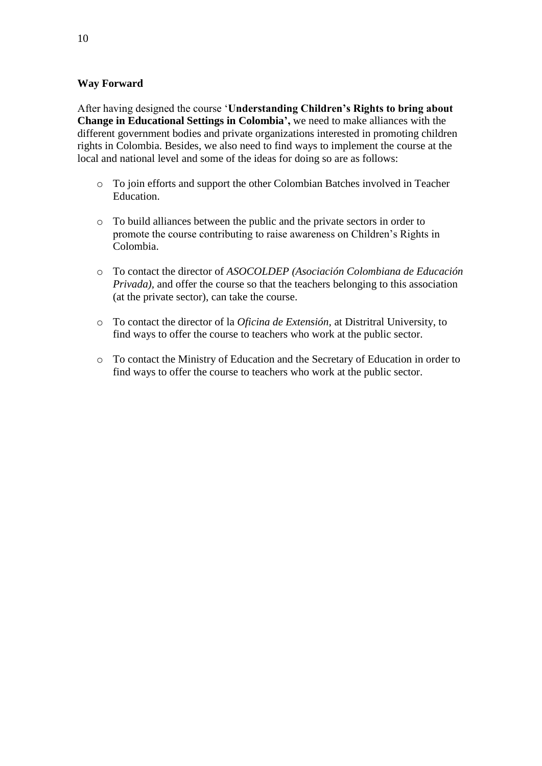**Way Forward**

After having designed the course '**Understanding Children's Rights to bring about Change in Educational Settings in Colombia',** we need to make alliances with the different government bodies and private organizations interested in promoting children rights in Colombia. Besides, we also need to find ways to implement the course at the local and national level and some of the ideas for doing so are as follows:

- To join efforts and support the other Colombian Batches involved in Teacher Education.

- To build alliances between the public and the private sectors in order to promote the course contributing to raise awareness on Children's Rights in Colombia.

- To contact the director of *ASOCOLDEP (Asociación Colombiana de Educación Privada)*, and offer the course so that the teachers belonging to this association (at the private sector), can take the course.

- To contact the director of la *Oficina de Extensión*, at Distritral University, to find ways to offer the course to teachers who work at the public sector.

- To contact the Ministry of Education and the Secretary of Education in order to find ways to offer the course to teachers who work at the public sector.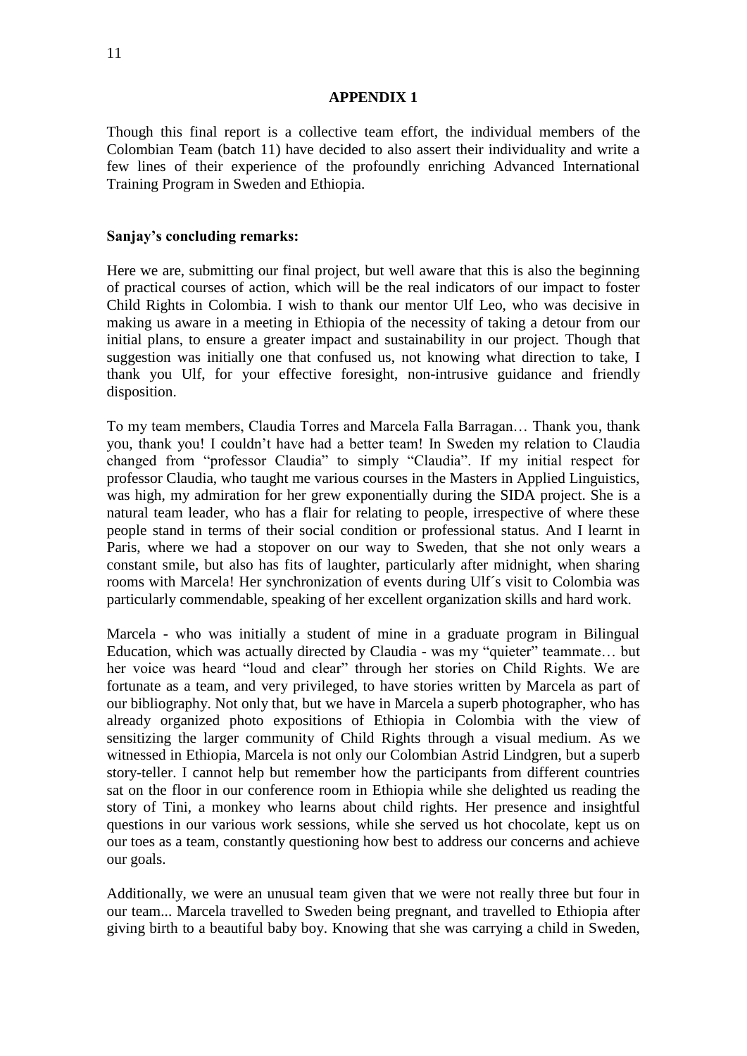## APPENDIX 1

Though this final report is a collective team effort, the individual members of the Colombian Team (batch 11) have decided to also assert their individuality and write a few lines of their experience of the profoundly enriching Advanced International Training Program in Sweden and Ethiopia.

**Sanjay's concluding remarks:**

Here we are, submitting our final project, but well aware that this is also the beginning of practical courses of action, which will be the real indicators of our impact to foster Child Rights in Colombia. I wish to thank our mentor Ulf Leo, who was decisive in making us aware in a meeting in Ethiopia of the necessity of taking a detour from our initial plans, to ensure a greater impact and sustainability in our project. Though that suggestion was initially one that confused us, not knowing what direction to take, I thank you Ulf, for your effective foresight, non-intrusive guidance and friendly disposition.

To my team members, Claudia Torres and Marcela Falla Barragan… Thank you, thank you, thank you! I couldn't have had a better team! In Sweden my relation to Claudia changed from "professor Claudia" to simply "Claudia". If my initial respect for professor Claudia, who taught me various courses in the Masters in Applied Linguistics, was high, my admiration for her grew exponentially during the SIDA project. She is a natural team leader, who has a flair for relating to people, irrespective of where these people stand in terms of their social condition or professional status. And I learnt in Paris, where we had a stopover on our way to Sweden, that she not only wears a constant smile, but also has fits of laughter, particularly after midnight, when sharing rooms with Marcela! Her synchronization of events during Ulf´s visit to Colombia was particularly commendable, speaking of her excellent organization skills and hard work.

Marcela - who was initially a student of mine in a graduate program in Bilingual Education, which was actually directed by Claudia - was my "quieter" teammate… but her voice was heard "loud and clear" through her stories on Child Rights. We are fortunate as a team, and very privileged, to have stories written by Marcela as part of our bibliography. Not only that, but we have in Marcela a superb photographer, who has already organized photo expositions of Ethiopia in Colombia with the view of sensitizing the larger community of Child Rights through a visual medium. As we witnessed in Ethiopia, Marcela is not only our Colombian Astrid Lindgren, but a superb story-teller. I cannot help but remember how the participants from different countries sat on the floor in our conference room in Ethiopia while she delighted us reading the story of Tini, a monkey who learns about child rights. Her presence and insightful questions in our various work sessions, while she served us hot chocolate, kept us on our toes as a team, constantly questioning how best to address our concerns and achieve our goals.

Additionally, we were an unusual team given that we were not really three but four in our team... Marcela travelled to Sweden being pregnant, and travelled to Ethiopia after giving birth to a beautiful baby boy. Knowing that she was carrying a child in Sweden,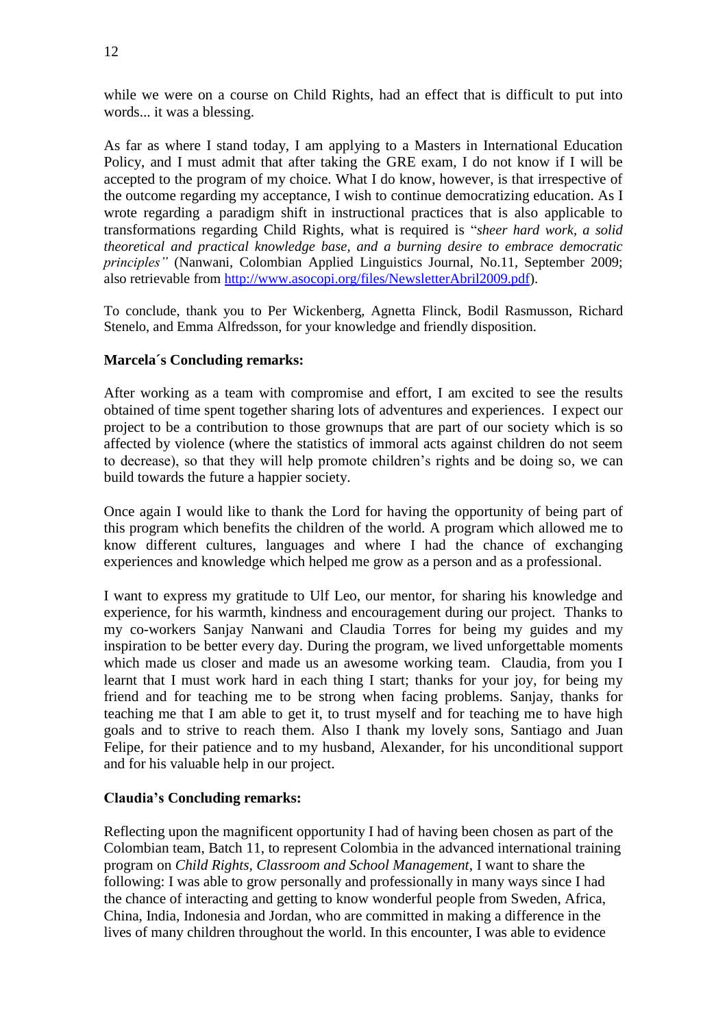while we were on a course on Child Rights, had an effect that is difficult to put into words... it was a blessing.

As far as where I stand today, I am applying to a Masters in International Education Policy, and I must admit that after taking the GRE exam, I do not know if I will be accepted to the program of my choice. What I do know, however, is that irrespective of the outcome regarding my acceptance, I wish to continue democratizing education. As I wrote regarding a paradigm shift in instructional practices that is also applicable to transformations regarding Child Rights, what is required is "*sheer hard work, a solid theoretical and practical knowledge base, and a burning desire to embrace democratic principles"* (Nanwani, Colombian Applied Linguistics Journal, No.11, September 2009; also retrievable from http://www.asocopi.org/files/NewsletterAbril2009.pdf).

To conclude, thank you to Per Wickenberg, Agnetta Flinck, Bodil Rasmusson, Richard Stenelo, and Emma Alfredsson, for your knowledge and friendly disposition.

**Marcela´s Concluding remarks:**

After working as a team with compromise and effort, I am excited to see the results obtained of time spent together sharing lots of adventures and experiences. I expect our project to be a contribution to those grownups that are part of our society which is so affected by violence (where the statistics of immoral acts against children do not seem to decrease), so that they will help promote children's rights and be doing so, we can build towards the future a happier society.

Once again I would like to thank the Lord for having the opportunity of being part of this program which benefits the children of the world. A program which allowed me to know different cultures, languages and where I had the chance of exchanging experiences and knowledge which helped me grow as a person and as a professional.

I want to express my gratitude to Ulf Leo, our mentor, for sharing his knowledge and experience, for his warmth, kindness and encouragement during our project. Thanks to my co-workers Sanjay Nanwani and Claudia Torres for being my guides and my inspiration to be better every day. During the program, we lived unforgettable moments which made us closer and made us an awesome working team. Claudia, from you I learnt that I must work hard in each thing I start; thanks for your joy, for being my friend and for teaching me to be strong when facing problems. Sanjay, thanks for teaching me that I am able to get it, to trust myself and for teaching me to have high goals and to strive to reach them. Also I thank my lovely sons, Santiago and Juan Felipe, for their patience and to my husband, Alexander, for his unconditional support and for his valuable help in our project.

**Claudia's Concluding remarks:**

Reflecting upon the magnificent opportunity I had of having been chosen as part of the Colombian team, Batch 11, to represent Colombia in the advanced international training program on *Child Rights, Classroom and School Management*, I want to share the following: I was able to grow personally and professionally in many ways since I had the chance of interacting and getting to know wonderful people from Sweden, Africa, China, India, Indonesia and Jordan, who are committed in making a difference in the lives of many children throughout the world. In this encounter, I was able to evidence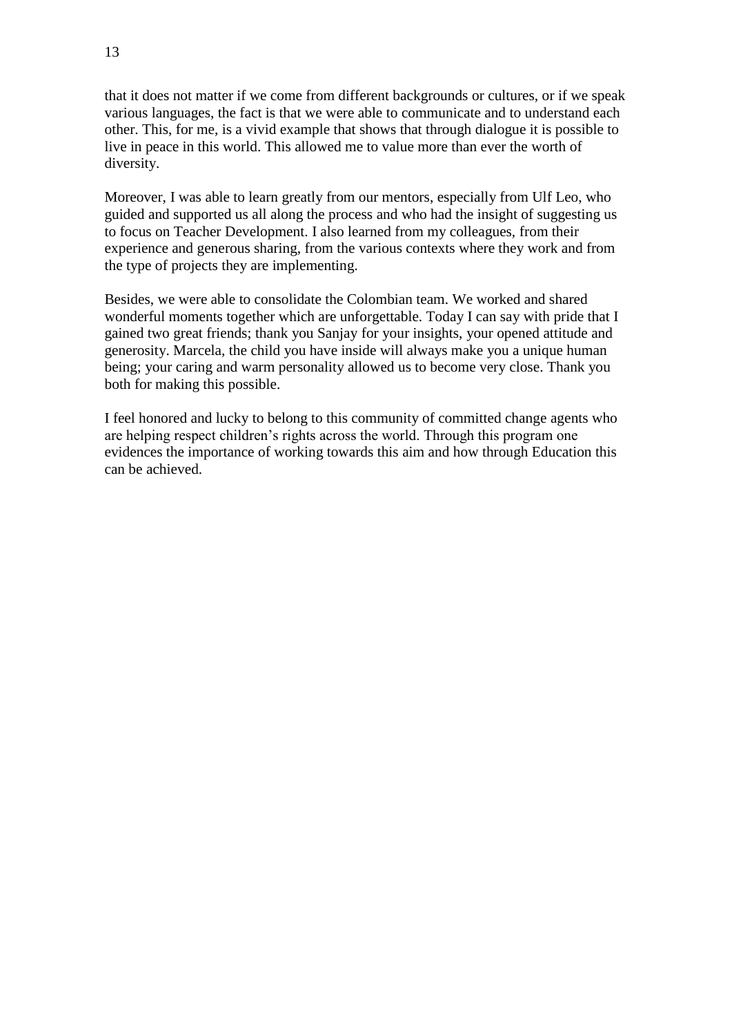that it does not matter if we come from different backgrounds or cultures, or if we speak various languages, the fact is that we were able to communicate and to understand each other. This, for me, is a vivid example that shows that through dialogue it is possible to live in peace in this world. This allowed me to value more than ever the worth of diversity.

Moreover, I was able to learn greatly from our mentors, especially from Ulf Leo, who guided and supported us all along the process and who had the insight of suggesting us to focus on Teacher Development. I also learned from my colleagues, from their experience and generous sharing, from the various contexts where they work and from the type of projects they are implementing.

Besides, we were able to consolidate the Colombian team. We worked and shared wonderful moments together which are unforgettable. Today I can say with pride that I gained two great friends; thank you Sanjay for your insights, your opened attitude and generosity. Marcela, the child you have inside will always make you a unique human being; your caring and warm personality allowed us to become very close. Thank you both for making this possible.

I feel honored and lucky to belong to this community of committed change agents who are helping respect children's rights across the world. Through this program one evidences the importance of working towards this aim and how through Education this can be achieved.